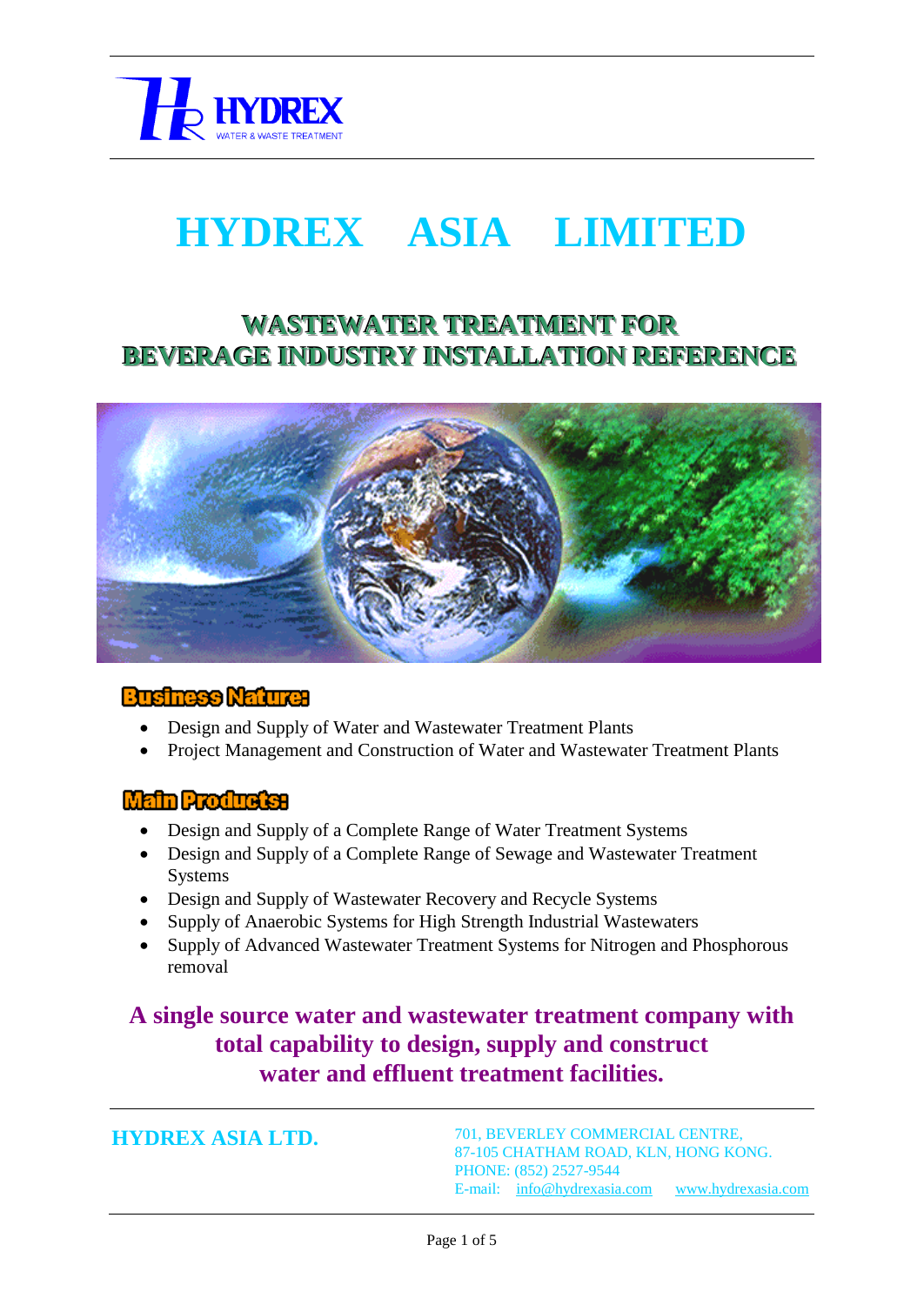HYDREX
WATER & WASTE TREATMENT

# HYDREX ASIA LIMITED

## WASTEWATER TREATMENT FOR BEVERAGE INDUSTRY INSTALLATION REFERENCE

### Business Nature:

- Design and Supply of Water and Wastewater Treatment Plants
- Project Management and Construction of Water and Wastewater Treatment Plants

### Main Products:

- Design and Supply of a Complete Range of Water Treatment Systems
- Design and Supply of a Complete Range of Sewage and Wastewater Treatment Systems
- Design and Supply of Wastewater Recovery and Recycle Systems
- Supply of Anaerobic Systems for High Strength Industrial Wastewaters
- Supply of Advanced Wastewater Treatment Systems for Nitrogen and Phosphorous removal

**A single source water and wastewater treatment company with total capability to design, supply and construct water and effluent treatment facilities.**

**HYDREX ASIA LTD.**

701, BEVERLEY COMMERCIAL CENTRE,
87-105 CHATHAM ROAD, KLN, HONG KONG.
PHONE: (852) 2527-9544
E-mail: info@hydrexasia.com www.hydrexasia.com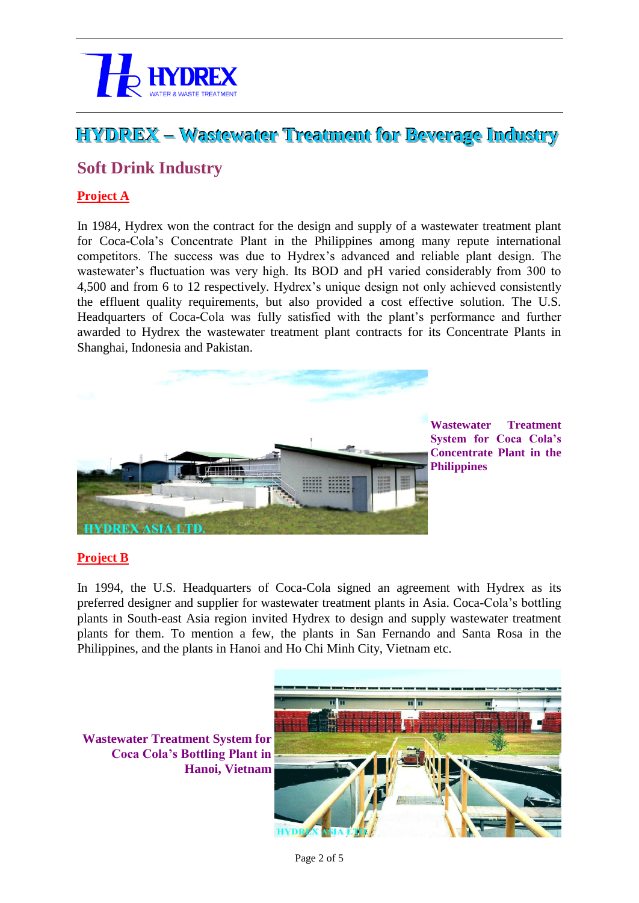# HYDREX – Wastewater Treatment for Beverage Industry

## Soft Drink Industry

### Project A

In 1984, Hydrex won the contract for the design and supply of a wastewater treatment plant for Coca-Cola's Concentrate Plant in the Philippines among many repute international competitors. The success was due to Hydrex's advanced and reliable plant design. The wastewater's fluctuation was very high. Its BOD and pH varied considerably from 300 to 4,500 and from 6 to 12 respectively. Hydrex's unique design not only achieved consistently the effluent quality requirements, but also provided a cost effective solution. The U.S. Headquarters of Coca-Cola was fully satisfied with the plant's performance and further awarded to Hydrex the wastewater treatment plant contracts for its Concentrate Plants in Shanghai, Indonesia and Pakistan.

**Wastewater Treatment System for Coca Cola's Concentrate Plant in the Philippines**

### Project B

In 1994, the U.S. Headquarters of Coca-Cola signed an agreement with Hydrex as its preferred designer and supplier for wastewater treatment plants in Asia. Coca-Cola's bottling plants in South-east Asia region invited Hydrex to design and supply wastewater treatment plants for them. To mention a few, the plants in San Fernando and Santa Rosa in the Philippines, and the plants in Hanoi and Ho Chi Minh City, Vietnam etc.

**Wastewater Treatment System for Coca Cola's Bottling Plant in Hanoi, Vietnam**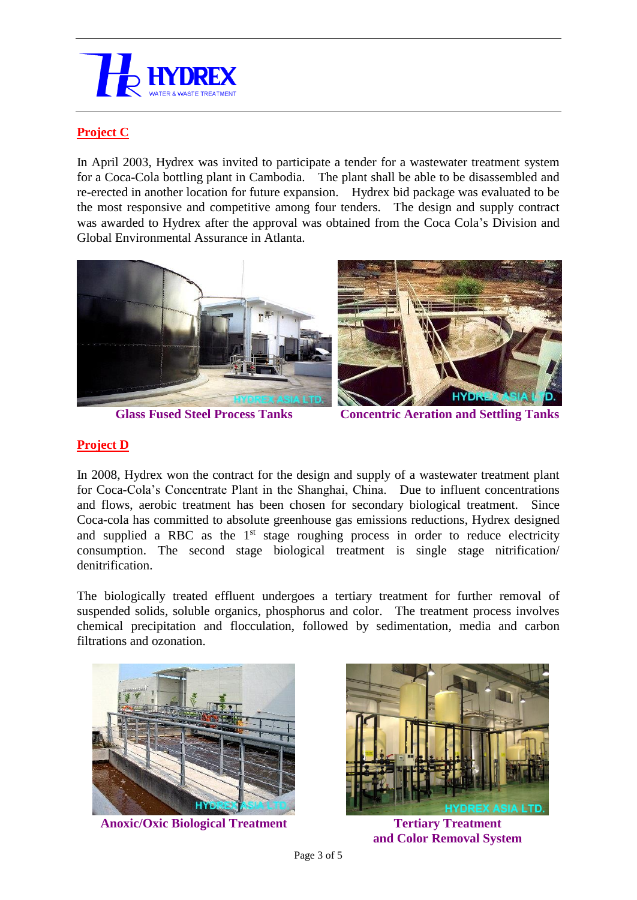## Project C

In April 2003, Hydrex was invited to participate a tender for a wastewater treatment system for a Coca-Cola bottling plant in Cambodia. The plant shall be able to be disassembled and re-erected in another location for future expansion. Hydrex bid package was evaluated to be the most responsive and competitive among four tenders. The design and supply contract was awarded to Hydrex after the approval was obtained from the Coca Cola's Division and Global Environmental Assurance in Atlanta.

**Glass Fused Steel Process Tanks**

**Concentric Aeration and Settling Tanks**

## Project D

In 2008, Hydrex won the contract for the design and supply of a wastewater treatment plant for Coca-Cola's Concentrate Plant in the Shanghai, China. Due to influent concentrations and flows, aerobic treatment has been chosen for secondary biological treatment. Since Coca-cola has committed to absolute greenhouse gas emissions reductions, Hydrex designed and supplied a RBC as the 1st stage roughing process in order to reduce electricity consumption. The second stage biological treatment is single stage nitrification/ denitrification.

The biologically treated effluent undergoes a tertiary treatment for further removal of suspended solids, soluble organics, phosphorus and color. The treatment process involves chemical precipitation and flocculation, followed by sedimentation, media and carbon filtrations and ozonation.

**Anoxic/Oxic Biological Treatment**

**Tertiary Treatment and Color Removal System**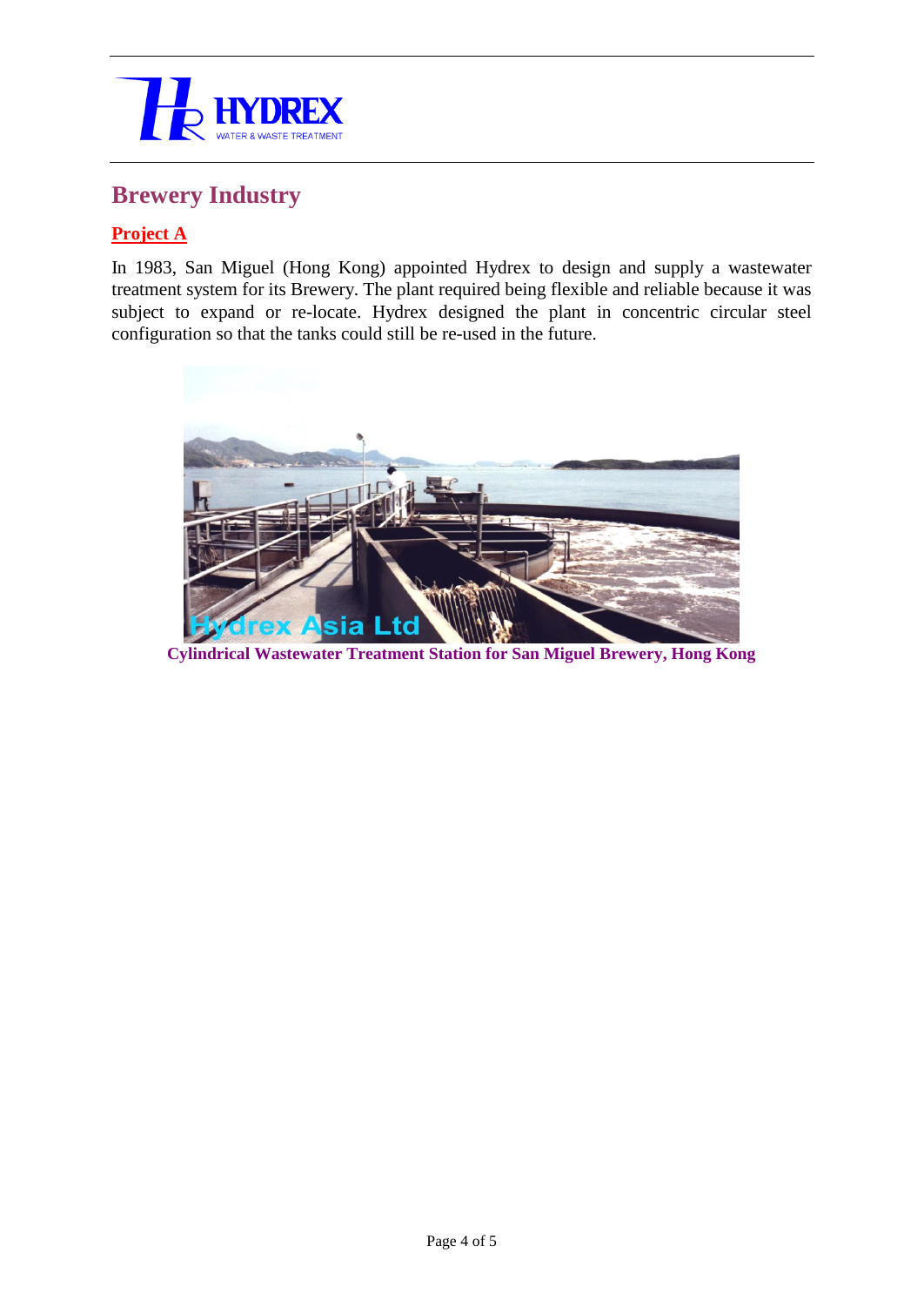## Brewery Industry

**Project A**

In 1983, San Miguel (Hong Kong) appointed Hydrex to design and supply a wastewater treatment system for its Brewery. The plant required being flexible and reliable because it was subject to expand or re-locate. Hydrex designed the plant in concentric circular steel configuration so that the tanks could still be re-used in the future.

**Cylindrical Wastewater Treatment Station for San Miguel Brewery, Hong Kong**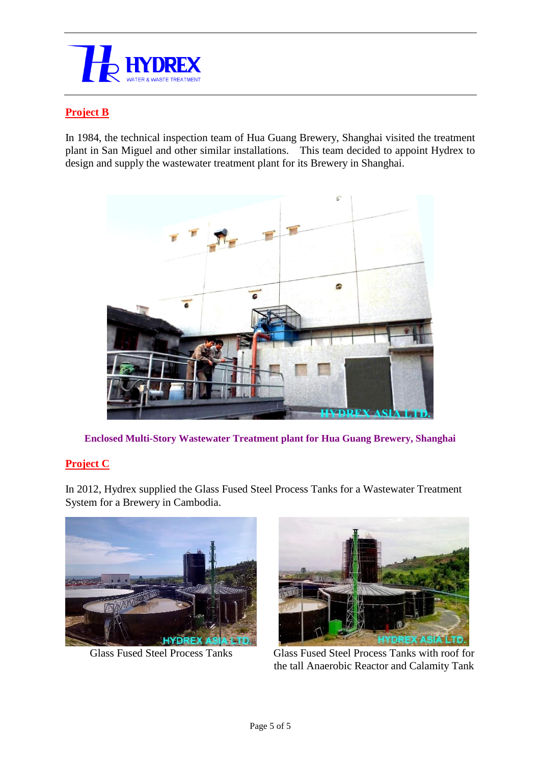## Project B

In 1984, the technical inspection team of Hua Guang Brewery, Shanghai visited the treatment plant in San Miguel and other similar installations. This team decided to appoint Hydrex to design and supply the wastewater treatment plant for its Brewery in Shanghai.

**Enclosed Multi-Story Wastewater Treatment plant for Hua Guang Brewery, Shanghai**

## Project C

In 2012, Hydrex supplied the Glass Fused Steel Process Tanks for a Wastewater Treatment System for a Brewery in Cambodia.

Glass Fused Steel Process Tanks

Glass Fused Steel Process Tanks with roof for the tall Anaerobic Reactor and Calamity Tank